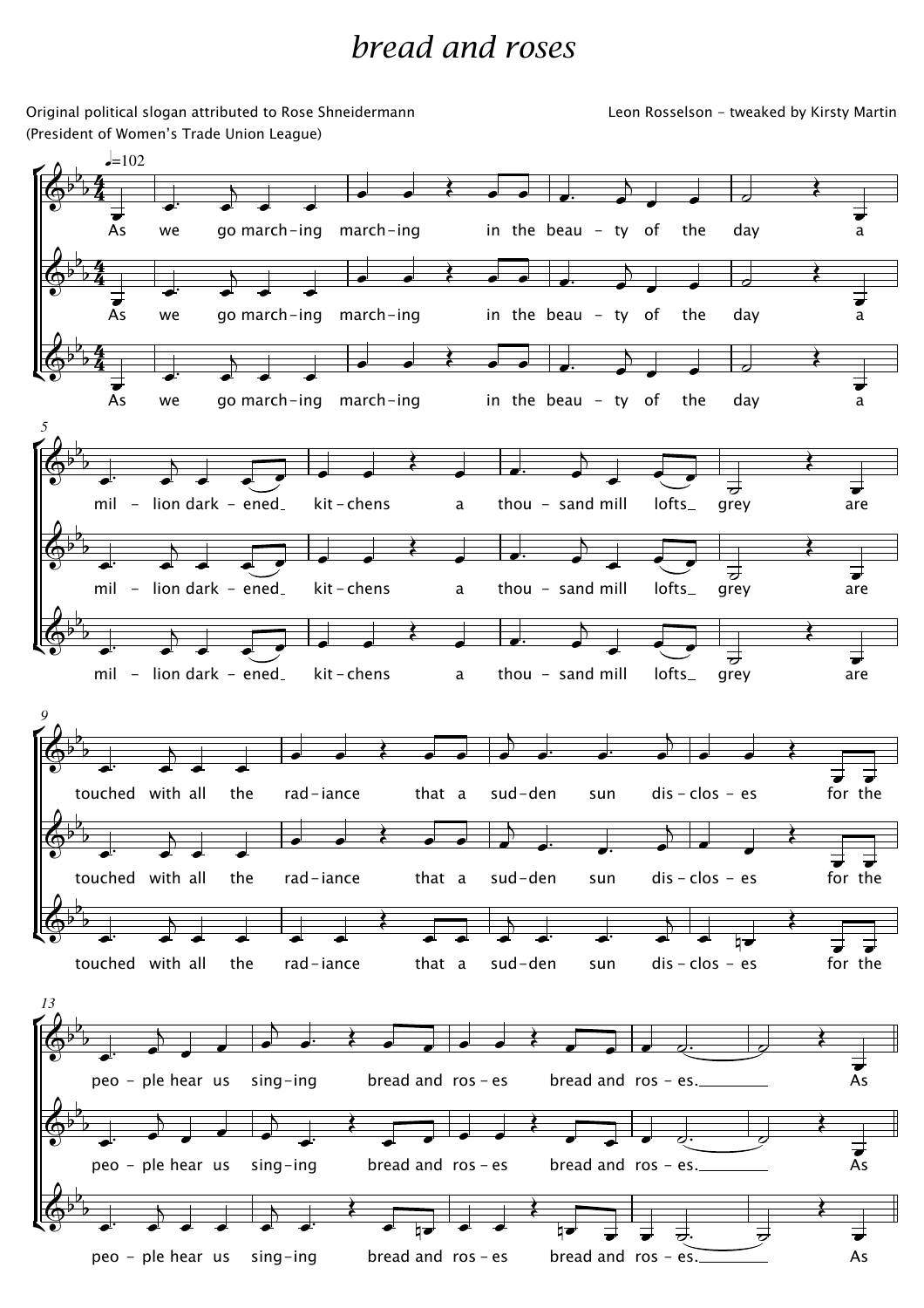# *bread and roses*

Original political slogan attributed to Rose Shneidermann
(President of Women's Trade Union League)

Leon Rosselson - tweaked by Kirsty Martin

♩=102

As we go march-ing march-ing in the beau - ty of the day a

mil - lion dark - ened kit-chens a thou - sand mill lofts grey are

touched with all the rad-iance that a sud-den sun dis-clos-es for the

peo - ple hear us sing-ing bread and ros-es bread and ros-es. As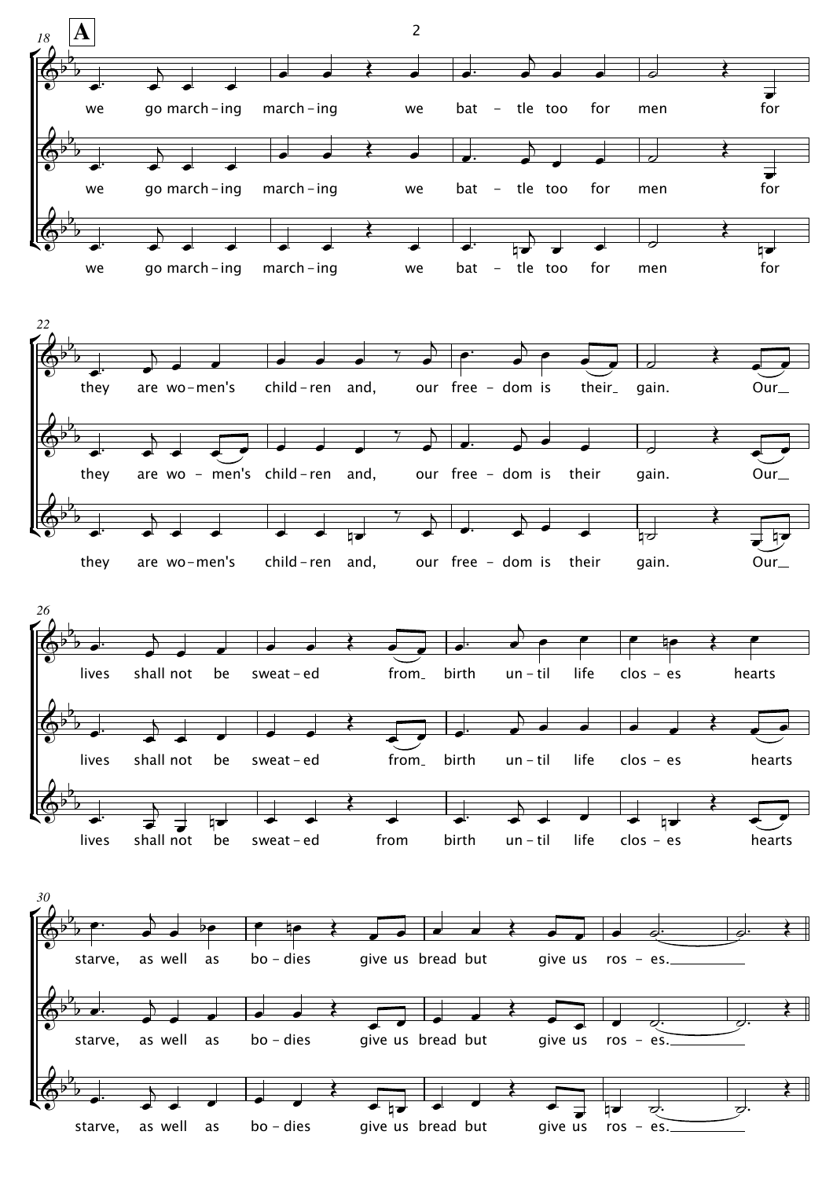**A**

we go march – ing march – ing we bat – tle too for men for

they are wo – men's child – ren and, our free – dom is their gain. Our

lives shall not be sweat – ed from birth un – til life clos – es hearts

starve, as well as bo – dies give us bread but give us ros – es.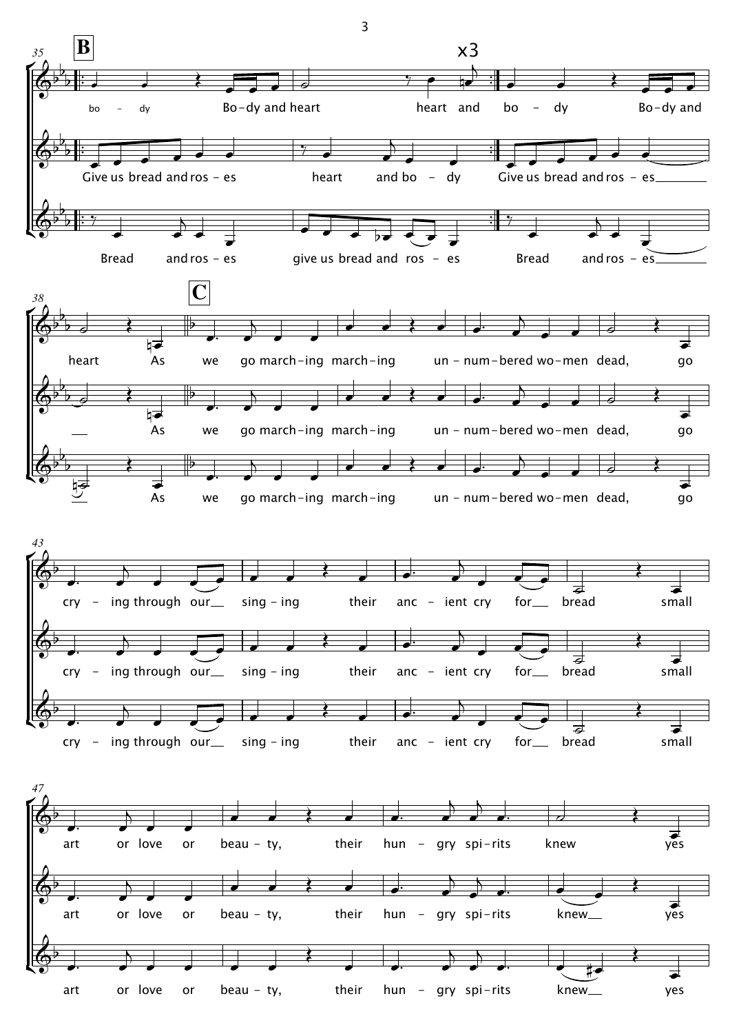**B**

x3

bo - dy Bo-dy and heart heart and bo - dy Bo-dy and

Give us bread and ros - es heart and bo - dy Give us bread and ros - es

Bread and ros - es give us bread and ros - es Bread and ros - es

**C**

heart As we go march-ing march-ing un - num-bered wo-men dead, go

As we go march-ing march-ing un - num-bered wo-men dead, go

As we go march-ing march-ing un - num-bered wo-men dead, go

cry - ing through our sing - ing their anc - ient cry for bread small

cry - ing through our sing - ing their anc - ient cry for bread small

cry - ing through our sing - ing their anc - ient cry for bread small

art or love or beau - ty, their hun - gry spi-rits knew yes

art or love or beau - ty, their hun - gry spi-rits knew yes

art or love or beau - ty, their hun - gry spi-rits knew yes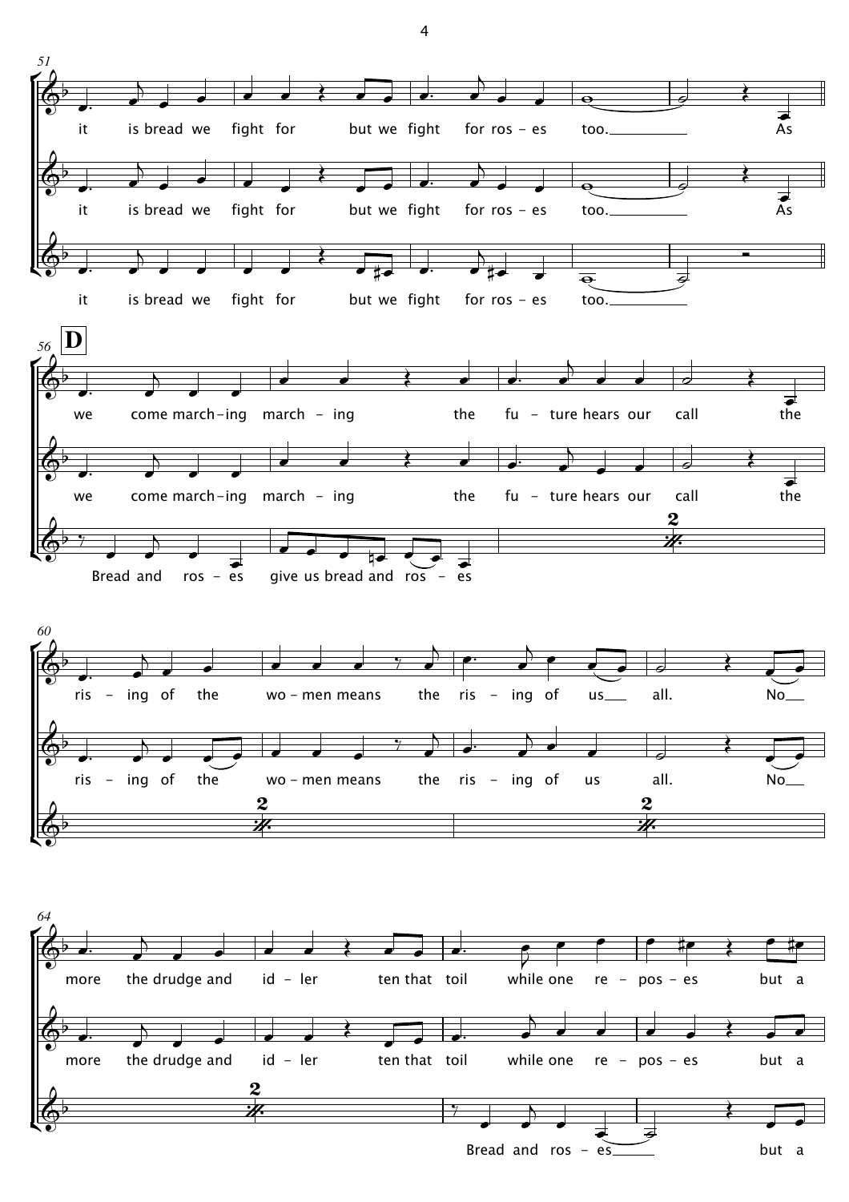51

it is bread we fight for but we fight for ros – es too. As

it is bread we fight for but we fight for ros – es too. As

it is bread we fight for but we fight for ros – es too.

**D**

56

we come march – ing march – ing the fu – ture hears our call the

we come march – ing march – ing the fu – ture hears our call the

Bread and ros – es give us bread and ros – es

60

ris – ing of the wo – men means the ris – ing of us all. No

ris – ing of the wo – men means the ris – ing of us all. No

64

more the drudge and id – ler ten that toil while one re – pos – es but a

more the drudge and id – ler ten that toil while one re – pos – es but a

Bread and ros – es but a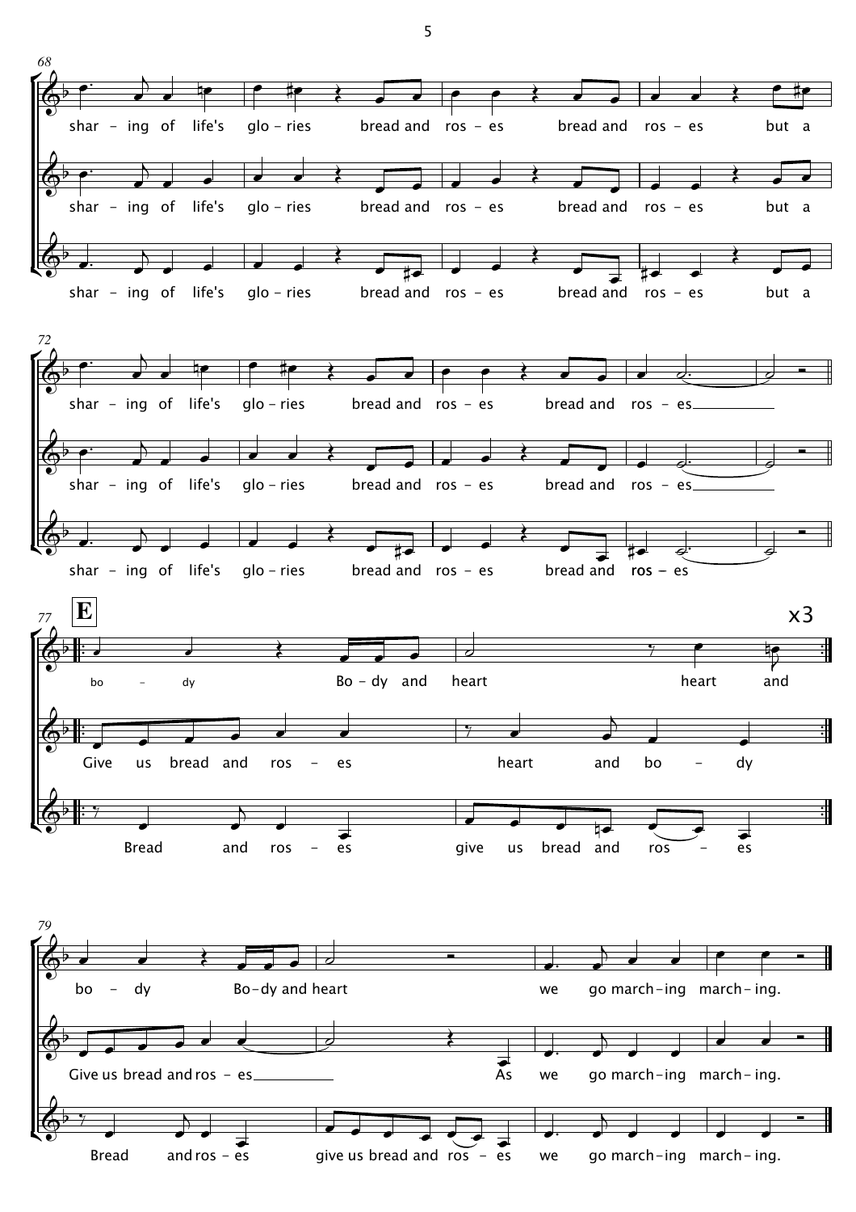68

shar - ing of life's glo - ries bread and ros - es bread and ros - es but a

shar - ing of life's glo - ries bread and ros - es bread and ros - es but a

shar - ing of life's glo - ries bread and ros - es bread and ros - es but a

72

shar - ing of life's glo - ries bread and ros - es bread and ros - es

shar - ing of life's glo - ries bread and ros - es bread and ros - es

shar - ing of life's glo - ries bread and ros - es bread and ros - es

**E**

77

x3

bo - dy Bo - dy and heart heart and

Give us bread and ros - es heart and bo - dy

Bread and ros - es give us bread and ros - es

79

bo - dy Bo-dy and heart we go march-ing march-ing.

Give us bread and ros - es As we go march-ing march-ing.

Bread and ros - es give us bread and ros - es we go march-ing march-ing.